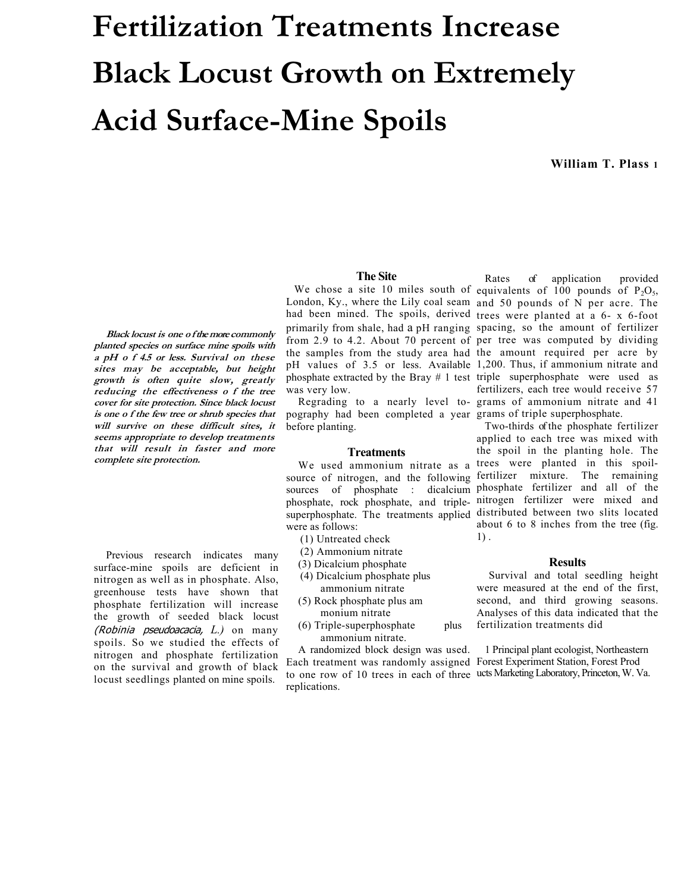# Fertilization Treatments Increase Black Locust Growth on Extremely Acid Surface-Mine Spoils

**William T. Plass** [1]

***Black locust is one of the more commonly planted species on surface mine spoils with a pH of 4.5 or less. Survival on these sites may be acceptable, but height growth is often quite slow, greatly reducing the effectiveness of the tree cover for site protection. Since black locust is one of the few tree or shrub species that will survive on these difficult sites, it seems appropriate to develop treatments that will result in faster and more complete site protection.***

Previous research indicates many surface-mine spoils are deficient in nitrogen as well as in phosphate. Also, greenhouse tests have shown that phosphate fertilization will increase the growth of seeded black locust (*Robinia pseudoacacia, L.)* on many spoils. So we studied the effects of nitrogen and phosphate fertilization on the survival and growth of black locust seedlings planted on mine spoils.

## The Site

We chose a site 10 miles south of London, Ky., where the Lily coal seam had been mined. The spoils, derived primarily from shale, had a pH ranging from 2.9 to 4.2. About 70 percent of the samples from the study area had pH values of 3.5 or less. Available phosphate extracted by the Bray # 1 test was very low.

Regrading to a nearly level topography had been completed a year before planting.

## Treatments

We used ammonium nitrate as a source of nitrogen, and the following sources of phosphate : dicalcium phosphate, rock phosphate, and triple-superphosphate. The treatments applied were as follows:

(1) Untreated check
(2) Ammonium nitrate
(3) Dicalcium phosphate
(4) Dicalcium phosphate plus ammonium nitrate
(5) Rock phosphate plus ammonium nitrate
(6) Triple-superphosphate plus ammonium nitrate.

A randomized block design was used. Each treatment was randomly assigned to one row of 10 trees in each of three replications.

Rates of application provided equivalents of 100 pounds of $P_2O_5$, and 50 pounds of N per acre. The trees were planted at a 6- x 6-foot spacing, so the amount of fertilizer per tree was computed by dividing the amount required per acre by 1,200. Thus, if ammonium nitrate and triple superphosphate were used as fertilizers, each tree would receive 57 grams of ammonium nitrate and 41 grams of triple superphosphate.

Two-thirds of the phosphate fertilizer applied to each tree was mixed with the spoil in the planting hole. The trees were planted in this spoil-fertilizer mixture. The remaining phosphate fertilizer and all of the nitrogen fertilizer were mixed and distributed between two slits located about 6 to 8 inches from the tree (fig. 1) .

## Results

Survival and total seedling height were measured at the end of the first, second, and third growing seasons. Analyses of this data indicated that the fertilization treatments did

[1] Principal plant ecologist, Northeastern Forest Experiment Station, Forest Products Marketing Laboratory, Princeton, W. Va.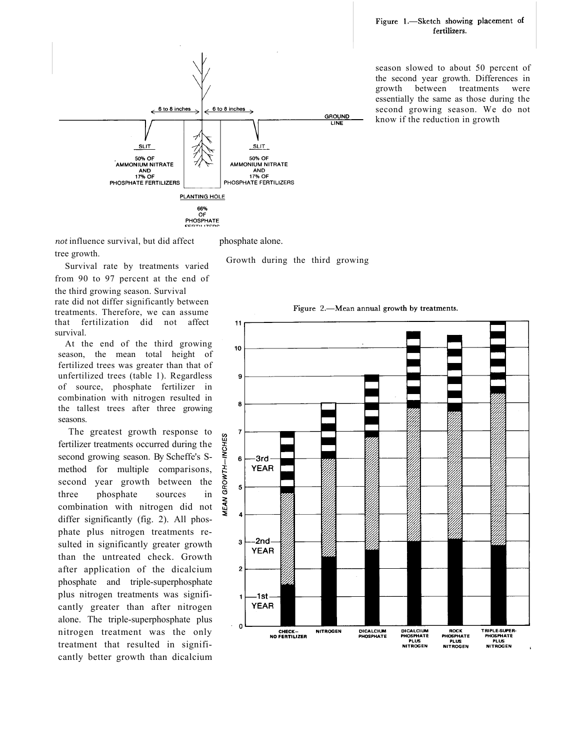Figure 1.—Sketch showing placement of fertilizers.

*not* influence survival, but did affect tree growth.

Survival rate by treatments varied from 90 to 97 percent at the end of the third growing season. Survival rate did not differ significantly between treatments. Therefore, we can assume that fertilization did not affect survival.

At the end of the third growing season, the mean total height of fertilized trees was greater than that of unfertilized trees (table 1). Regardless of source, phosphate fertilizer in combination with nitrogen resulted in the tallest trees after three growing seasons.

The greatest growth response to fertilizer treatments occurred during the second growing season. By Scheffe's S-method for multiple comparisons, second year growth between the three phosphate sources in combination with nitrogen did not differ significantly (fig. 2). All phosphate plus nitrogen treatments resulted in significantly greater growth than the untreated check. Growth after application of the dicalcium phosphate and triple-superphosphate plus nitrogen treatments was significantly greater than after nitrogen alone. The triple-superphosphate plus nitrogen treatment was the only treatment that resulted in significantly better growth than dicalcium phosphate alone.

Growth during the third growing season slowed to about 50 percent of the second year growth. Differences in growth between treatments were essentially the same as those during the second growing season. We do not know if the reduction in growth

Figure 2.—Mean annual growth by treatments.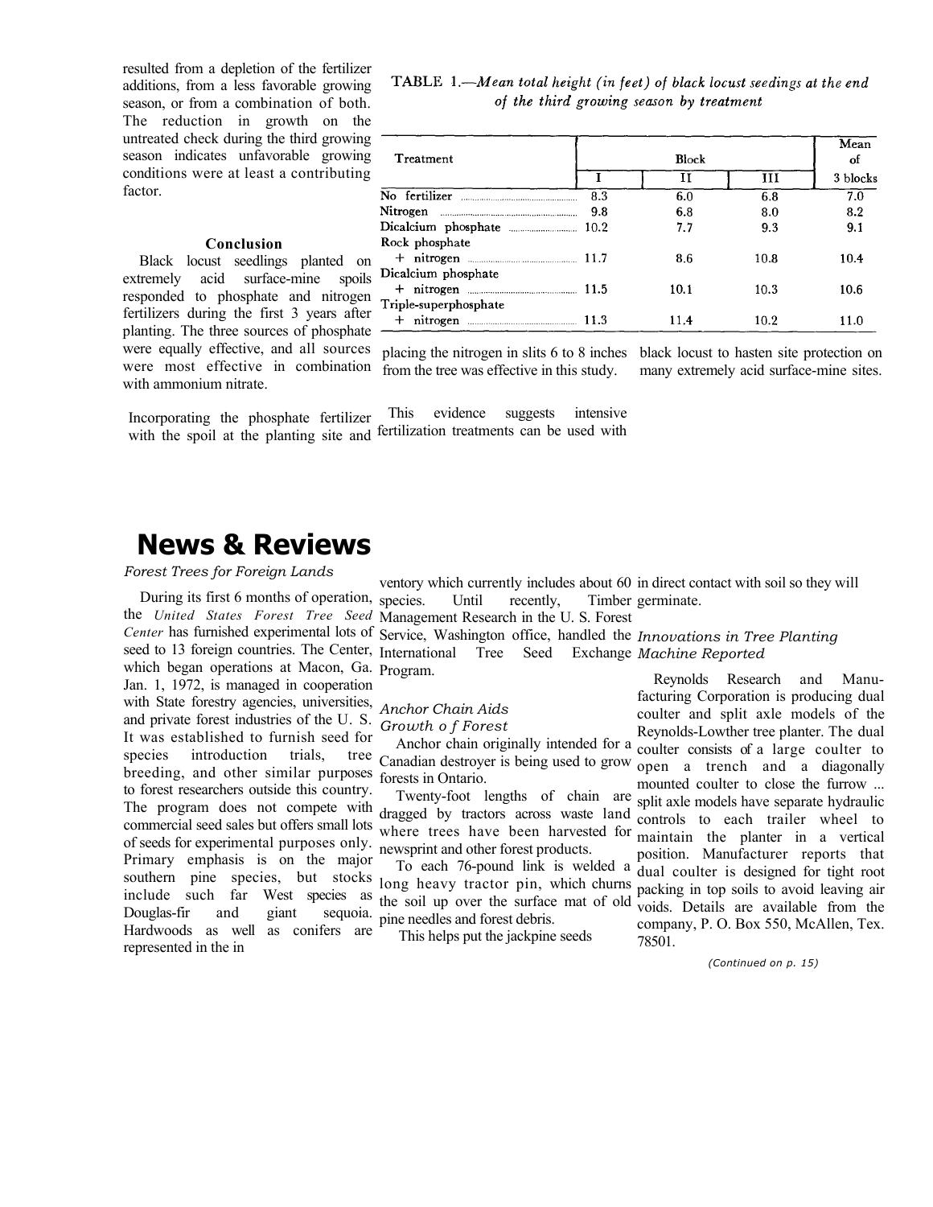resulted from a depletion of the fertilizer additions, from a less favorable growing season, or from a combination of both. The reduction in growth on the untreated check during the third growing season indicates unfavorable growing conditions were at least a contributing factor.

TABLE 1.—*Mean total height (in feet) of black locust seedings at the end of the third growing season by treatment*

| Treatment | Block | | | Mean of |
|---|---|---|---|---|
| | I | II | III | 3 blocks |
| No fertilizer | 8.3 | 6.0 | 6.8 | 7.0 |
| Nitrogen | 9.8 | 6.8 | 8.0 | 8.2 |
| Dicalcium phosphate | 10.2 | 7.7 | 9.3 | 9.1 |
| Rock phosphate + nitrogen | 11.7 | 8.6 | 10.8 | 10.4 |
| Dicalcium phosphate + nitrogen | 11.5 | 10.1 | 10.3 | 10.6 |
| Triple-superphosphate + nitrogen | 11.3 | 11.4 | 10.2 | 11.0 |

### Conclusion

Black locust seedlings planted on extremely acid surface-mine spoils responded to phosphate and nitrogen fertilizers during the first 3 years after planting. The three sources of phosphate were equally effective, and all sources were most effective in combination with ammonium nitrate.

Incorporating the phosphate fertilizer with the spoil at the planting site and placing the nitrogen in slits 6 to 8 inches from the tree was effective in this study.

This evidence suggests intensive fertilization treatments can be used with black locust to hasten site protection on many extremely acid surface-mine sites.

# News & Reviews

*Forest Trees for Foreign Lands*

During its first 6 months of operation, the *United States Forest Tree Seed Center* has furnished experimental lots of seed to 13 foreign countries. The Center, which began operations at Macon, Ga. Jan. 1, 1972, is managed in cooperation with State forestry agencies, universities, and private forest industries of the U. S. It was established to furnish seed for species introduction trials, tree breeding, and other similar purposes to forest researchers outside this country. The program does not compete with commercial seed sales but offers small lots of seeds for experimental purposes only. Primary emphasis is on the major southern pine species, but stocks include such far West species as Douglas-fir and giant sequoia. Hardwoods as well as conifers are represented in the inventory which currently includes about 60 species. Until recently, Timber Management Research in the U. S. Forest Service, Washington office, handled the International Tree Seed Exchange Program.

*Anchor Chain Aids Growth of Forest*

Anchor chain originally intended for a Canadian destroyer is being used to grow forests in Ontario.

Twenty-foot lengths of chain are dragged by tractors across waste land where trees have been harvested for newsprint and other forest products.

To each 76-pound link is welded a long heavy tractor pin, which churns the soil up over the surface mat of old pine needles and forest debris.

This helps put the jackpine seeds in direct contact with soil so they will germinate.

*Innovations in Tree Planting Machine Reported*

Reynolds Research and Manufacturing Corporation is producing dual coulter and split axle models of the Reynolds-Lowther tree planter. The dual coulter consists of a large coulter to open a trench and a diagonally mounted coulter to close the furrow ... split axle models have separate hydraulic controls to each trailer wheel to maintain the planter in a vertical position. Manufacturer reports that dual coulter is designed for tight root packing in top soils to avoid leaving air voids. Details are available from the company, P. O. Box 550, McAllen, Tex. 78501.

*(Continued on p. 15)*